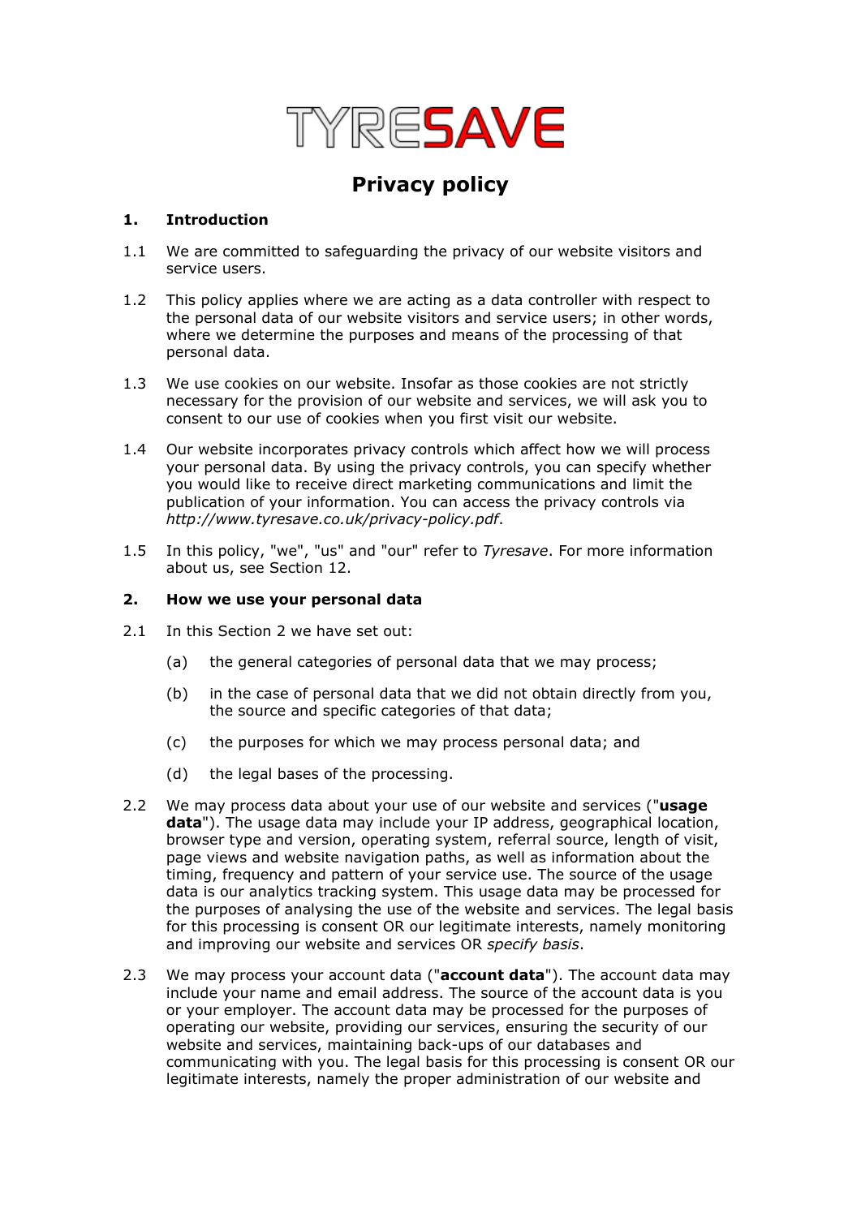TYRESAVE

# Privacy policy

## 1. Introduction

1.1 We are committed to safeguarding the privacy of our website visitors and service users.

1.2 This policy applies where we are acting as a data controller with respect to the personal data of our website visitors and service users; in other words, where we determine the purposes and means of the processing of that personal data.

1.3 We use cookies on our website. Insofar as those cookies are not strictly necessary for the provision of our website and services, we will ask you to consent to our use of cookies when you first visit our website.

1.4 Our website incorporates privacy controls which affect how we will process your personal data. By using the privacy controls, you can specify whether you would like to receive direct marketing communications and limit the publication of your information. You can access the privacy controls via *http://www.tyresave.co.uk/privacy-policy.pdf*.

1.5 In this policy, "we", "us" and "our" refer to *Tyresave*. For more information about us, see Section 12.

## 2. How we use your personal data

2.1 In this Section 2 we have set out:

(a) the general categories of personal data that we may process;

(b) in the case of personal data that we did not obtain directly from you, the source and specific categories of that data;

(c) the purposes for which we may process personal data; and

(d) the legal bases of the processing.

2.2 We may process data about your use of our website and services ("**usage data**"). The usage data may include your IP address, geographical location, browser type and version, operating system, referral source, length of visit, page views and website navigation paths, as well as information about the timing, frequency and pattern of your service use. The source of the usage data is our analytics tracking system. This usage data may be processed for the purposes of analysing the use of the website and services. The legal basis for this processing is consent OR our legitimate interests, namely monitoring and improving our website and services OR *specify basis*.

2.3 We may process your account data ("**account data**"). The account data may include your name and email address. The source of the account data is you or your employer. The account data may be processed for the purposes of operating our website, providing our services, ensuring the security of our website and services, maintaining back-ups of our databases and communicating with you. The legal basis for this processing is consent OR our legitimate interests, namely the proper administration of our website and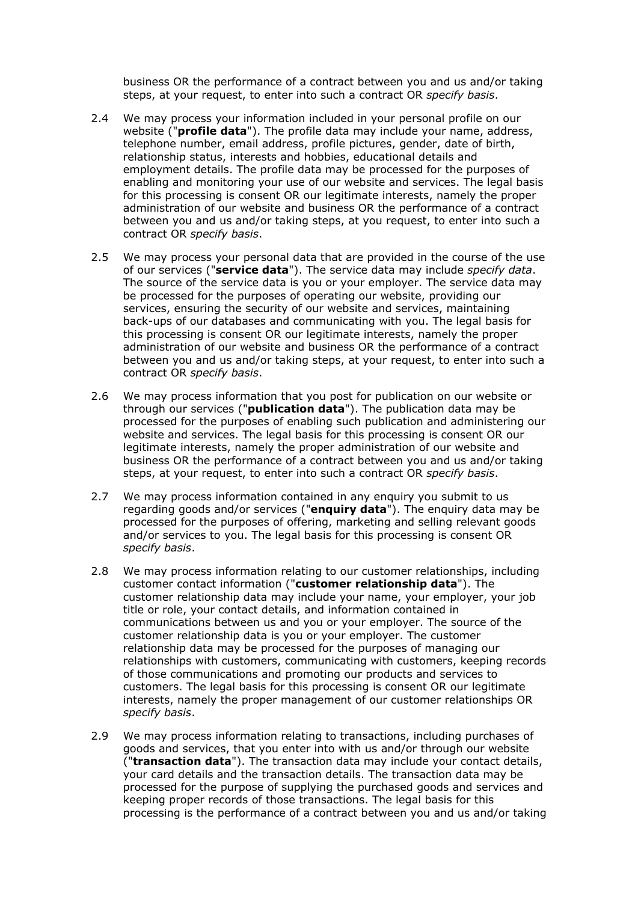business OR the performance of a contract between you and us and/or taking steps, at your request, to enter into such a contract OR *specify basis*.

2.4 We may process your information included in your personal profile on our website ("**profile data**"). The profile data may include your name, address, telephone number, email address, profile pictures, gender, date of birth, relationship status, interests and hobbies, educational details and employment details. The profile data may be processed for the purposes of enabling and monitoring your use of our website and services. The legal basis for this processing is consent OR our legitimate interests, namely the proper administration of our website and business OR the performance of a contract between you and us and/or taking steps, at you request, to enter into such a contract OR *specify basis*.

2.5 We may process your personal data that are provided in the course of the use of our services ("**service data**"). The service data may include *specify data*. The source of the service data is you or your employer. The service data may be processed for the purposes of operating our website, providing our services, ensuring the security of our website and services, maintaining back-ups of our databases and communicating with you. The legal basis for this processing is consent OR our legitimate interests, namely the proper administration of our website and business OR the performance of a contract between you and us and/or taking steps, at your request, to enter into such a contract OR *specify basis*.

2.6 We may process information that you post for publication on our website or through our services ("**publication data**"). The publication data may be processed for the purposes of enabling such publication and administering our website and services. The legal basis for this processing is consent OR our legitimate interests, namely the proper administration of our website and business OR the performance of a contract between you and us and/or taking steps, at your request, to enter into such a contract OR *specify basis*.

2.7 We may process information contained in any enquiry you submit to us regarding goods and/or services ("**enquiry data**"). The enquiry data may be processed for the purposes of offering, marketing and selling relevant goods and/or services to you. The legal basis for this processing is consent OR *specify basis*.

2.8 We may process information relating to our customer relationships, including customer contact information ("**customer relationship data**"). The customer relationship data may include your name, your employer, your job title or role, your contact details, and information contained in communications between us and you or your employer. The source of the customer relationship data is you or your employer. The customer relationship data may be processed for the purposes of managing our relationships with customers, communicating with customers, keeping records of those communications and promoting our products and services to customers. The legal basis for this processing is consent OR our legitimate interests, namely the proper management of our customer relationships OR *specify basis*.

2.9 We may process information relating to transactions, including purchases of goods and services, that you enter into with us and/or through our website ("**transaction data**"). The transaction data may include your contact details, your card details and the transaction details. The transaction data may be processed for the purpose of supplying the purchased goods and services and keeping proper records of those transactions. The legal basis for this processing is the performance of a contract between you and us and/or taking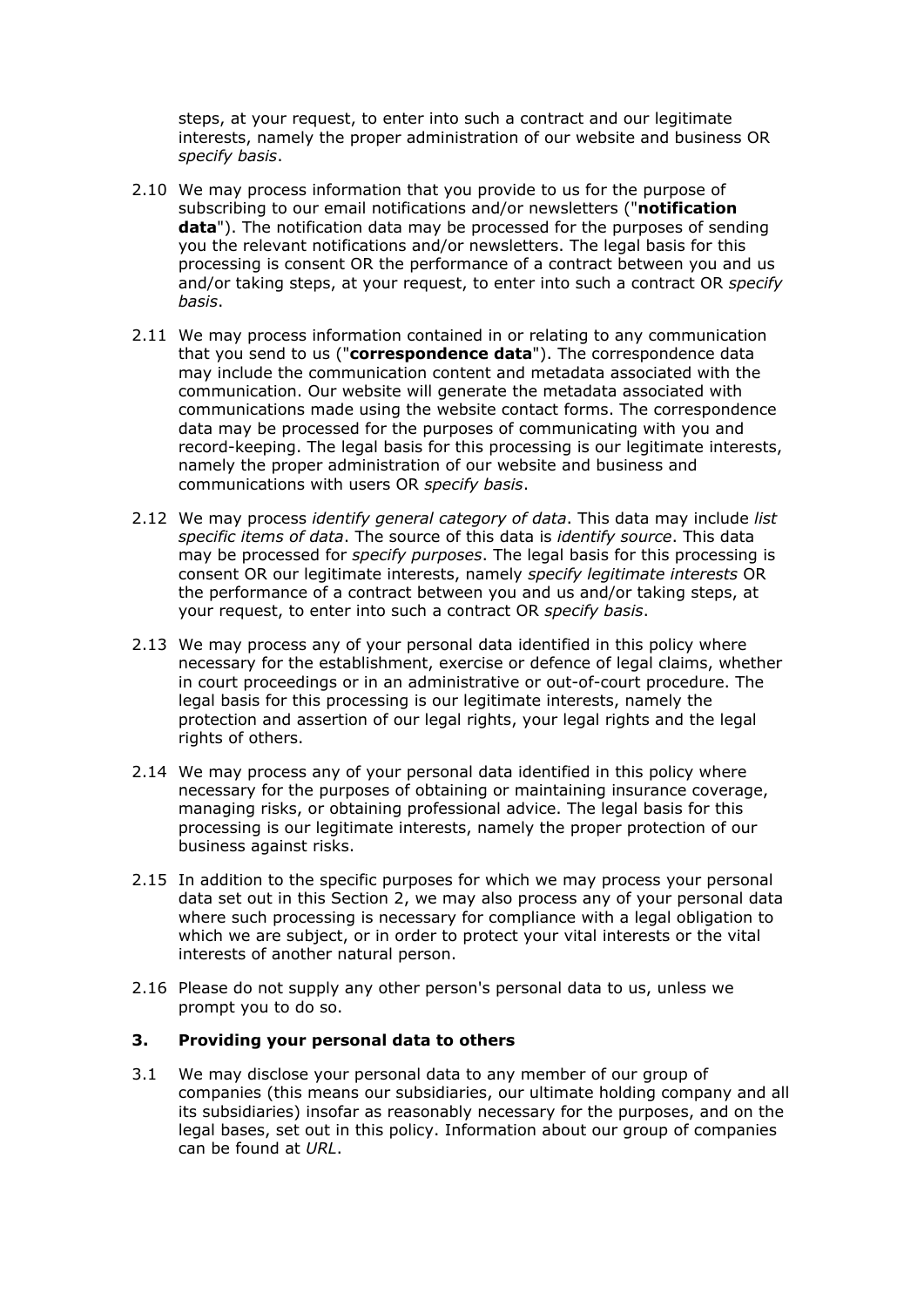steps, at your request, to enter into such a contract and our legitimate interests, namely the proper administration of our website and business OR *specify basis*.

2.10 We may process information that you provide to us for the purpose of subscribing to our email notifications and/or newsletters ("**notification data**"). The notification data may be processed for the purposes of sending you the relevant notifications and/or newsletters. The legal basis for this processing is consent OR the performance of a contract between you and us and/or taking steps, at your request, to enter into such a contract OR *specify basis*.

2.11 We may process information contained in or relating to any communication that you send to us ("**correspondence data**"). The correspondence data may include the communication content and metadata associated with the communication. Our website will generate the metadata associated with communications made using the website contact forms. The correspondence data may be processed for the purposes of communicating with you and record-keeping. The legal basis for this processing is our legitimate interests, namely the proper administration of our website and business and communications with users OR *specify basis*.

2.12 We may process *identify general category of data*. This data may include *list specific items of data*. The source of this data is *identify source*. This data may be processed for *specify purposes*. The legal basis for this processing is consent OR our legitimate interests, namely *specify legitimate interests* OR the performance of a contract between you and us and/or taking steps, at your request, to enter into such a contract OR *specify basis*.

2.13 We may process any of your personal data identified in this policy where necessary for the establishment, exercise or defence of legal claims, whether in court proceedings or in an administrative or out-of-court procedure. The legal basis for this processing is our legitimate interests, namely the protection and assertion of our legal rights, your legal rights and the legal rights of others.

2.14 We may process any of your personal data identified in this policy where necessary for the purposes of obtaining or maintaining insurance coverage, managing risks, or obtaining professional advice. The legal basis for this processing is our legitimate interests, namely the proper protection of our business against risks.

2.15 In addition to the specific purposes for which we may process your personal data set out in this Section 2, we may also process any of your personal data where such processing is necessary for compliance with a legal obligation to which we are subject, or in order to protect your vital interests or the vital interests of another natural person.

2.16 Please do not supply any other person's personal data to us, unless we prompt you to do so.

## 3. Providing your personal data to others

3.1 We may disclose your personal data to any member of our group of companies (this means our subsidiaries, our ultimate holding company and all its subsidiaries) insofar as reasonably necessary for the purposes, and on the legal bases, set out in this policy. Information about our group of companies can be found at *URL*.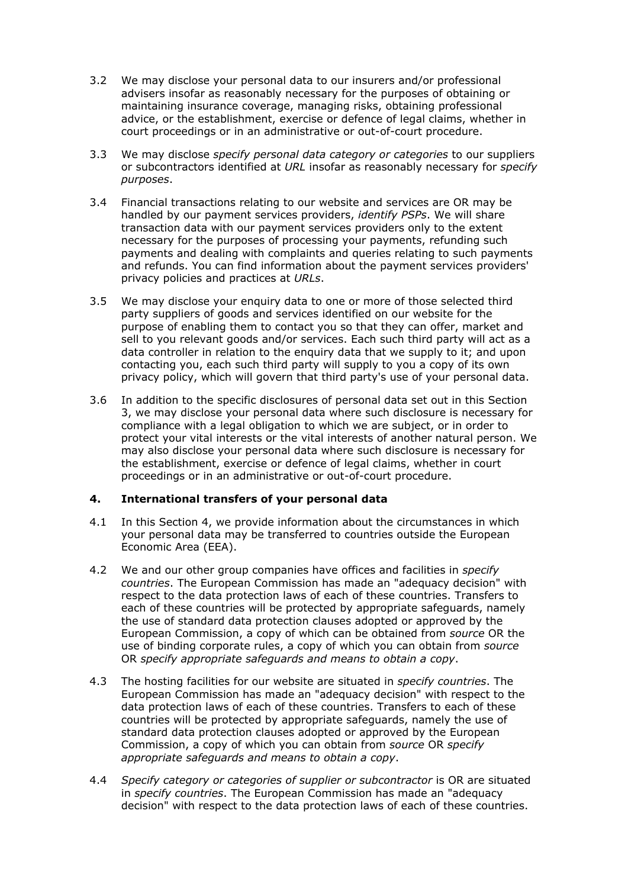3.2 We may disclose your personal data to our insurers and/or professional advisers insofar as reasonably necessary for the purposes of obtaining or maintaining insurance coverage, managing risks, obtaining professional advice, or the establishment, exercise or defence of legal claims, whether in court proceedings or in an administrative or out-of-court procedure.

3.3 We may disclose *specify personal data category or categories* to our suppliers or subcontractors identified at *URL* insofar as reasonably necessary for *specify purposes*.

3.4 Financial transactions relating to our website and services are OR may be handled by our payment services providers, *identify PSPs*. We will share transaction data with our payment services providers only to the extent necessary for the purposes of processing your payments, refunding such payments and dealing with complaints and queries relating to such payments and refunds. You can find information about the payment services providers' privacy policies and practices at *URLs*.

3.5 We may disclose your enquiry data to one or more of those selected third party suppliers of goods and services identified on our website for the purpose of enabling them to contact you so that they can offer, market and sell to you relevant goods and/or services. Each such third party will act as a data controller in relation to the enquiry data that we supply to it; and upon contacting you, each such third party will supply to you a copy of its own privacy policy, which will govern that third party's use of your personal data.

3.6 In addition to the specific disclosures of personal data set out in this Section 3, we may disclose your personal data where such disclosure is necessary for compliance with a legal obligation to which we are subject, or in order to protect your vital interests or the vital interests of another natural person. We may also disclose your personal data where such disclosure is necessary for the establishment, exercise or defence of legal claims, whether in court proceedings or in an administrative or out-of-court procedure.

## 4. International transfers of your personal data

4.1 In this Section 4, we provide information about the circumstances in which your personal data may be transferred to countries outside the European Economic Area (EEA).

4.2 We and our other group companies have offices and facilities in *specify countries*. The European Commission has made an "adequacy decision" with respect to the data protection laws of each of these countries. Transfers to each of these countries will be protected by appropriate safeguards, namely the use of standard data protection clauses adopted or approved by the European Commission, a copy of which can be obtained from *source* OR the use of binding corporate rules, a copy of which you can obtain from *source* OR *specify appropriate safeguards and means to obtain a copy*.

4.3 The hosting facilities for our website are situated in *specify countries*. The European Commission has made an "adequacy decision" with respect to the data protection laws of each of these countries. Transfers to each of these countries will be protected by appropriate safeguards, namely the use of standard data protection clauses adopted or approved by the European Commission, a copy of which you can obtain from *source* OR *specify appropriate safeguards and means to obtain a copy*.

4.4 *Specify category or categories of supplier or subcontractor* is OR are situated in *specify countries*. The European Commission has made an "adequacy decision" with respect to the data protection laws of each of these countries.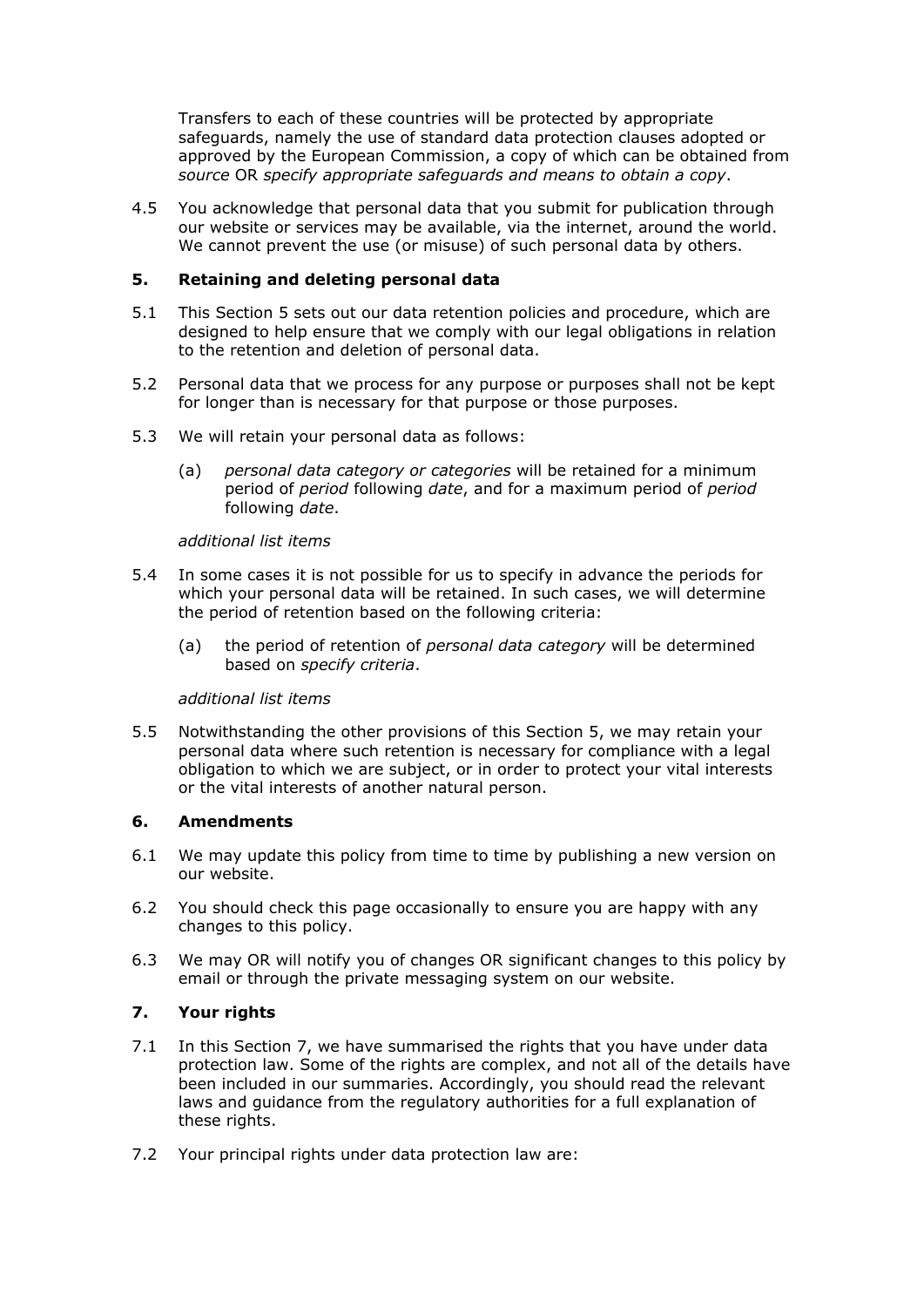Transfers to each of these countries will be protected by appropriate safeguards, namely the use of standard data protection clauses adopted or approved by the European Commission, a copy of which can be obtained from *source* OR *specify appropriate safeguards and means to obtain a copy*.

4.5 You acknowledge that personal data that you submit for publication through our website or services may be available, via the internet, around the world. We cannot prevent the use (or misuse) of such personal data by others.

## 5. Retaining and deleting personal data

5.1 This Section 5 sets out our data retention policies and procedure, which are designed to help ensure that we comply with our legal obligations in relation to the retention and deletion of personal data.

5.2 Personal data that we process for any purpose or purposes shall not be kept for longer than is necessary for that purpose or those purposes.

5.3 We will retain your personal data as follows:

(a) *personal data category or categories* will be retained for a minimum period of *period* following *date*, and for a maximum period of *period* following *date*.

*additional list items*

5.4 In some cases it is not possible for us to specify in advance the periods for which your personal data will be retained. In such cases, we will determine the period of retention based on the following criteria:

(a) the period of retention of *personal data category* will be determined based on *specify criteria*.

*additional list items*

5.5 Notwithstanding the other provisions of this Section 5, we may retain your personal data where such retention is necessary for compliance with a legal obligation to which we are subject, or in order to protect your vital interests or the vital interests of another natural person.

## 6. Amendments

6.1 We may update this policy from time to time by publishing a new version on our website.

6.2 You should check this page occasionally to ensure you are happy with any changes to this policy.

6.3 We may OR will notify you of changes OR significant changes to this policy by email or through the private messaging system on our website.

## 7. Your rights

7.1 In this Section 7, we have summarised the rights that you have under data protection law. Some of the rights are complex, and not all of the details have been included in our summaries. Accordingly, you should read the relevant laws and guidance from the regulatory authorities for a full explanation of these rights.

7.2 Your principal rights under data protection law are: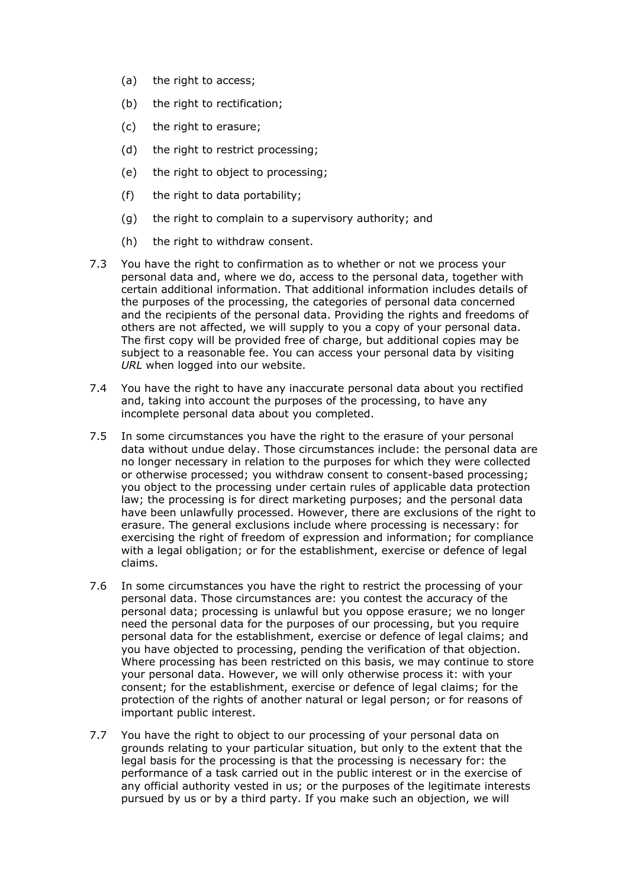(a) the right to access;

(b) the right to rectification;

(c) the right to erasure;

(d) the right to restrict processing;

(e) the right to object to processing;

(f) the right to data portability;

(g) the right to complain to a supervisory authority; and

(h) the right to withdraw consent.

7.3 You have the right to confirmation as to whether or not we process your personal data and, where we do, access to the personal data, together with certain additional information. That additional information includes details of the purposes of the processing, the categories of personal data concerned and the recipients of the personal data. Providing the rights and freedoms of others are not affected, we will supply to you a copy of your personal data. The first copy will be provided free of charge, but additional copies may be subject to a reasonable fee. You can access your personal data by visiting *URL* when logged into our website.

7.4 You have the right to have any inaccurate personal data about you rectified and, taking into account the purposes of the processing, to have any incomplete personal data about you completed.

7.5 In some circumstances you have the right to the erasure of your personal data without undue delay. Those circumstances include: the personal data are no longer necessary in relation to the purposes for which they were collected or otherwise processed; you withdraw consent to consent-based processing; you object to the processing under certain rules of applicable data protection law; the processing is for direct marketing purposes; and the personal data have been unlawfully processed. However, there are exclusions of the right to erasure. The general exclusions include where processing is necessary: for exercising the right of freedom of expression and information; for compliance with a legal obligation; or for the establishment, exercise or defence of legal claims.

7.6 In some circumstances you have the right to restrict the processing of your personal data. Those circumstances are: you contest the accuracy of the personal data; processing is unlawful but you oppose erasure; we no longer need the personal data for the purposes of our processing, but you require personal data for the establishment, exercise or defence of legal claims; and you have objected to processing, pending the verification of that objection. Where processing has been restricted on this basis, we may continue to store your personal data. However, we will only otherwise process it: with your consent; for the establishment, exercise or defence of legal claims; for the protection of the rights of another natural or legal person; or for reasons of important public interest.

7.7 You have the right to object to our processing of your personal data on grounds relating to your particular situation, but only to the extent that the legal basis for the processing is that the processing is necessary for: the performance of a task carried out in the public interest or in the exercise of any official authority vested in us; or the purposes of the legitimate interests pursued by us or by a third party. If you make such an objection, we will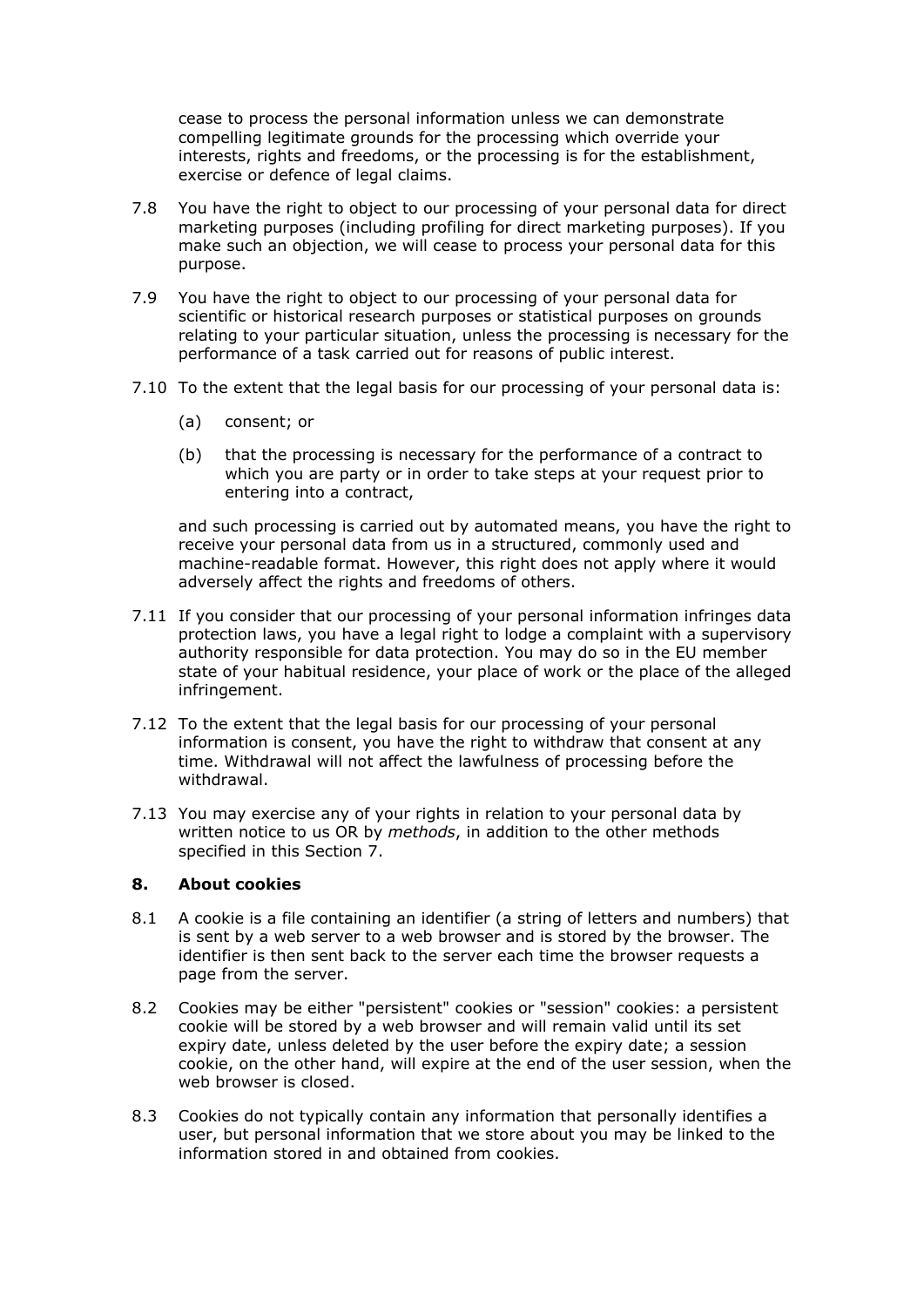cease to process the personal information unless we can demonstrate compelling legitimate grounds for the processing which override your interests, rights and freedoms, or the processing is for the establishment, exercise or defence of legal claims.

7.8 You have the right to object to our processing of your personal data for direct marketing purposes (including profiling for direct marketing purposes). If you make such an objection, we will cease to process your personal data for this purpose.

7.9 You have the right to object to our processing of your personal data for scientific or historical research purposes or statistical purposes on grounds relating to your particular situation, unless the processing is necessary for the performance of a task carried out for reasons of public interest.

7.10 To the extent that the legal basis for our processing of your personal data is:

(a) consent; or

(b) that the processing is necessary for the performance of a contract to which you are party or in order to take steps at your request prior to entering into a contract,

and such processing is carried out by automated means, you have the right to receive your personal data from us in a structured, commonly used and machine-readable format. However, this right does not apply where it would adversely affect the rights and freedoms of others.

7.11 If you consider that our processing of your personal information infringes data protection laws, you have a legal right to lodge a complaint with a supervisory authority responsible for data protection. You may do so in the EU member state of your habitual residence, your place of work or the place of the alleged infringement.

7.12 To the extent that the legal basis for our processing of your personal information is consent, you have the right to withdraw that consent at any time. Withdrawal will not affect the lawfulness of processing before the withdrawal.

7.13 You may exercise any of your rights in relation to your personal data by written notice to us OR by *methods*, in addition to the other methods specified in this Section 7.

## 8. About cookies

8.1 A cookie is a file containing an identifier (a string of letters and numbers) that is sent by a web server to a web browser and is stored by the browser. The identifier is then sent back to the server each time the browser requests a page from the server.

8.2 Cookies may be either "persistent" cookies or "session" cookies: a persistent cookie will be stored by a web browser and will remain valid until its set expiry date, unless deleted by the user before the expiry date; a session cookie, on the other hand, will expire at the end of the user session, when the web browser is closed.

8.3 Cookies do not typically contain any information that personally identifies a user, but personal information that we store about you may be linked to the information stored in and obtained from cookies.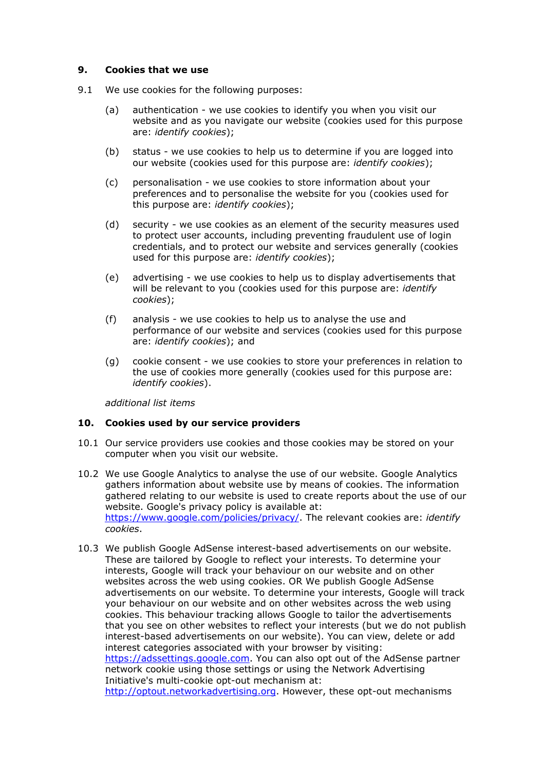## 9. Cookies that we use

9.1 We use cookies for the following purposes:

(a) authentication - we use cookies to identify you when you visit our website and as you navigate our website (cookies used for this purpose are: *identify cookies*);

(b) status - we use cookies to help us to determine if you are logged into our website (cookies used for this purpose are: *identify cookies*);

(c) personalisation - we use cookies to store information about your preferences and to personalise the website for you (cookies used for this purpose are: *identify cookies*);

(d) security - we use cookies as an element of the security measures used to protect user accounts, including preventing fraudulent use of login credentials, and to protect our website and services generally (cookies used for this purpose are: *identify cookies*);

(e) advertising - we use cookies to help us to display advertisements that will be relevant to you (cookies used for this purpose are: *identify cookies*);

(f) analysis - we use cookies to help us to analyse the use and performance of our website and services (cookies used for this purpose are: *identify cookies*); and

(g) cookie consent - we use cookies to store your preferences in relation to the use of cookies more generally (cookies used for this purpose are: *identify cookies*).

*additional list items*

## 10. Cookies used by our service providers

10.1 Our service providers use cookies and those cookies may be stored on your computer when you visit our website.

10.2 We use Google Analytics to analyse the use of our website. Google Analytics gathers information about website use by means of cookies. The information gathered relating to our website is used to create reports about the use of our website. Google's privacy policy is available at: [https://www.google.com/policies/privacy/](https://www.google.com/policies/privacy/). The relevant cookies are: *identify cookies*.

10.3 We publish Google AdSense interest-based advertisements on our website. These are tailored by Google to reflect your interests. To determine your interests, Google will track your behaviour on our website and on other websites across the web using cookies. OR We publish Google AdSense advertisements on our website. To determine your interests, Google will track your behaviour on our website and on other websites across the web using cookies. This behaviour tracking allows Google to tailor the advertisements that you see on other websites to reflect your interests (but we do not publish interest-based advertisements on our website). You can view, delete or add interest categories associated with your browser by visiting: [https://adssettings.google.com](https://adssettings.google.com). You can also opt out of the AdSense partner network cookie using those settings or using the Network Advertising Initiative's multi-cookie opt-out mechanism at: [http://optout.networkadvertising.org](http://optout.networkadvertising.org). However, these opt-out mechanisms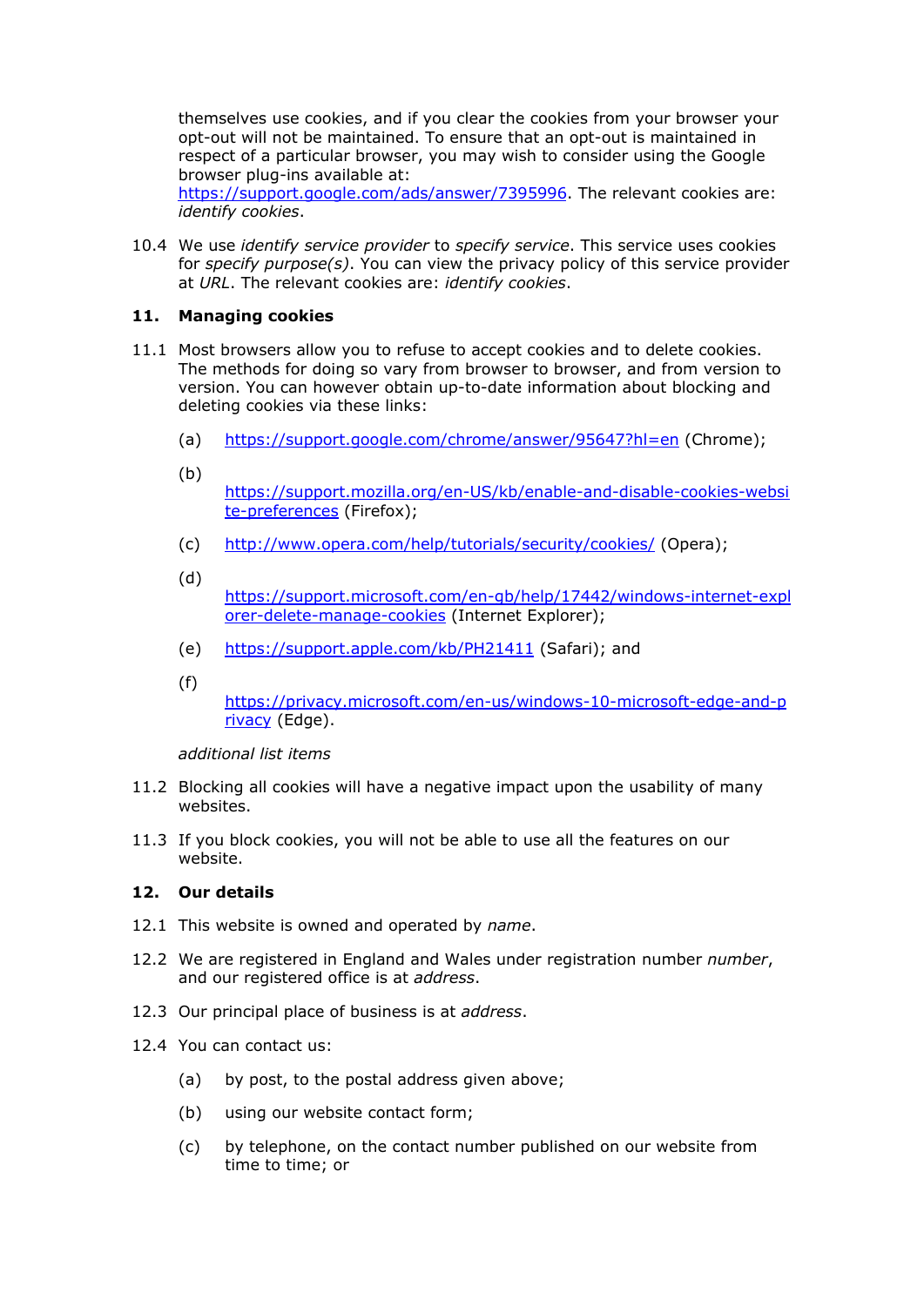themselves use cookies, and if you clear the cookies from your browser your opt-out will not be maintained. To ensure that an opt-out is maintained in respect of a particular browser, you may wish to consider using the Google browser plug-ins available at: [https://support.google.com/ads/answer/7395996](https://support.google.com/ads/answer/7395996). The relevant cookies are: *identify cookies*.

10.4 We use *identify service provider* to *specify service*. This service uses cookies for *specify purpose(s)*. You can view the privacy policy of this service provider at *URL*. The relevant cookies are: *identify cookies*.

## 11. Managing cookies

11.1 Most browsers allow you to refuse to accept cookies and to delete cookies. The methods for doing so vary from browser to browser, and from version to version. You can however obtain up-to-date information about blocking and deleting cookies via these links:

- (a) [https://support.google.com/chrome/answer/95647?hl=en](https://support.google.com/chrome/answer/95647?hl=en) (Chrome);
- (b) [https://support.mozilla.org/en-US/kb/enable-and-disable-cookies-website-preferences](https://support.mozilla.org/en-US/kb/enable-and-disable-cookies-website-preferences) (Firefox);
- (c) [http://www.opera.com/help/tutorials/security/cookies/](http://www.opera.com/help/tutorials/security/cookies/) (Opera);
- (d) [https://support.microsoft.com/en-gb/help/17442/windows-internet-explorer-delete-manage-cookies](https://support.microsoft.com/en-gb/help/17442/windows-internet-explorer-delete-manage-cookies) (Internet Explorer);
- (e) [https://support.apple.com/kb/PH21411](https://support.apple.com/kb/PH21411) (Safari); and
- (f) [https://privacy.microsoft.com/en-us/windows-10-microsoft-edge-and-privacy](https://privacy.microsoft.com/en-us/windows-10-microsoft-edge-and-privacy) (Edge).

*additional list items*

11.2 Blocking all cookies will have a negative impact upon the usability of many websites.

11.3 If you block cookies, you will not be able to use all the features on our website.

## 12. Our details

12.1 This website is owned and operated by *name*.

12.2 We are registered in England and Wales under registration number *number*, and our registered office is at *address*.

12.3 Our principal place of business is at *address*.

12.4 You can contact us:

- (a) by post, to the postal address given above;
- (b) using our website contact form;
- (c) by telephone, on the contact number published on our website from time to time; or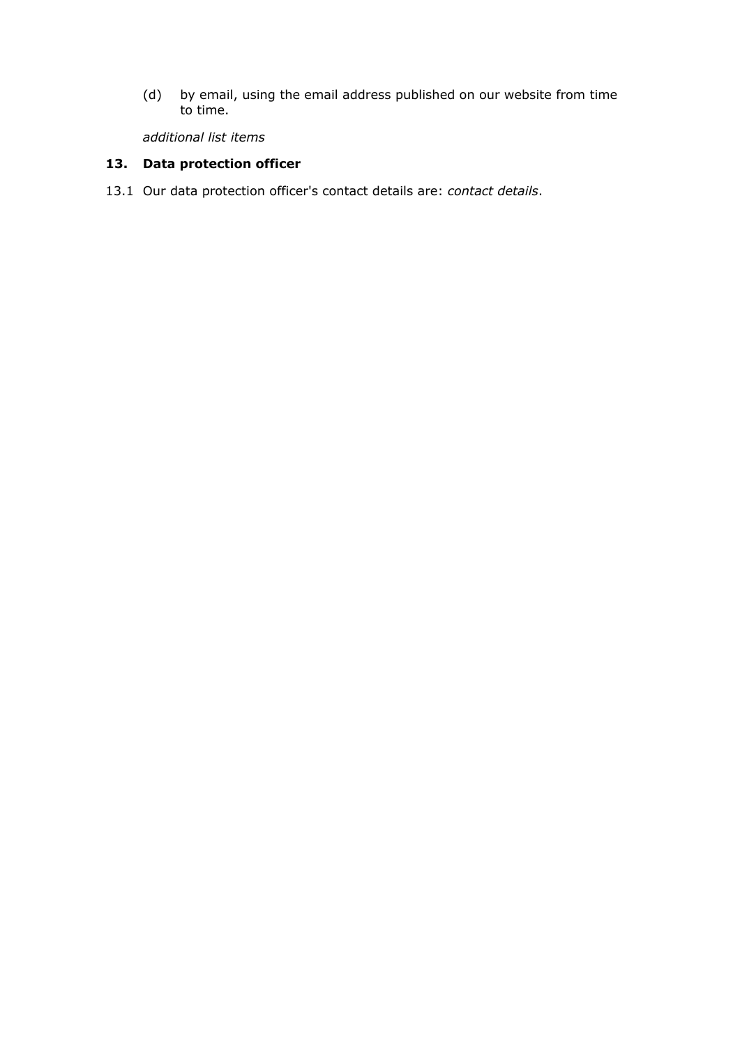(d) by email, using the email address published on our website from time to time.

*additional list items*

## 13. Data protection officer

13.1 Our data protection officer's contact details are: *contact details*.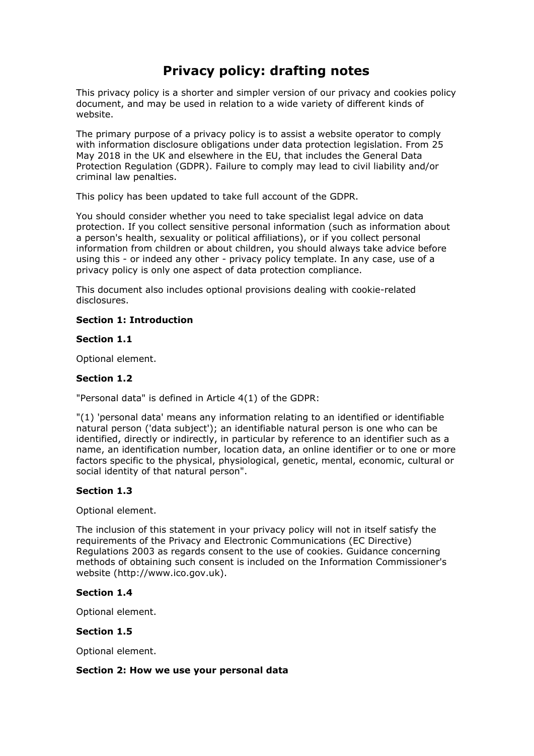# Privacy policy: drafting notes

This privacy policy is a shorter and simpler version of our privacy and cookies policy document, and may be used in relation to a wide variety of different kinds of website.

The primary purpose of a privacy policy is to assist a website operator to comply with information disclosure obligations under data protection legislation. From 25 May 2018 in the UK and elsewhere in the EU, that includes the General Data Protection Regulation (GDPR). Failure to comply may lead to civil liability and/or criminal law penalties.

This policy has been updated to take full account of the GDPR.

You should consider whether you need to take specialist legal advice on data protection. If you collect sensitive personal information (such as information about a person's health, sexuality or political affiliations), or if you collect personal information from children or about children, you should always take advice before using this - or indeed any other - privacy policy template. In any case, use of a privacy policy is only one aspect of data protection compliance.

This document also includes optional provisions dealing with cookie-related disclosures.

**Section 1: Introduction**

**Section 1.1**

Optional element.

**Section 1.2**

"Personal data" is defined in Article 4(1) of the GDPR:

"(1) 'personal data' means any information relating to an identified or identifiable natural person ('data subject'); an identifiable natural person is one who can be identified, directly or indirectly, in particular by reference to an identifier such as a name, an identification number, location data, an online identifier or to one or more factors specific to the physical, physiological, genetic, mental, economic, cultural or social identity of that natural person".

**Section 1.3**

Optional element.

The inclusion of this statement in your privacy policy will not in itself satisfy the requirements of the Privacy and Electronic Communications (EC Directive) Regulations 2003 as regards consent to the use of cookies. Guidance concerning methods of obtaining such consent is included on the Information Commissioner's website (http://www.ico.gov.uk).

**Section 1.4**

Optional element.

**Section 1.5**

Optional element.

**Section 2: How we use your personal data**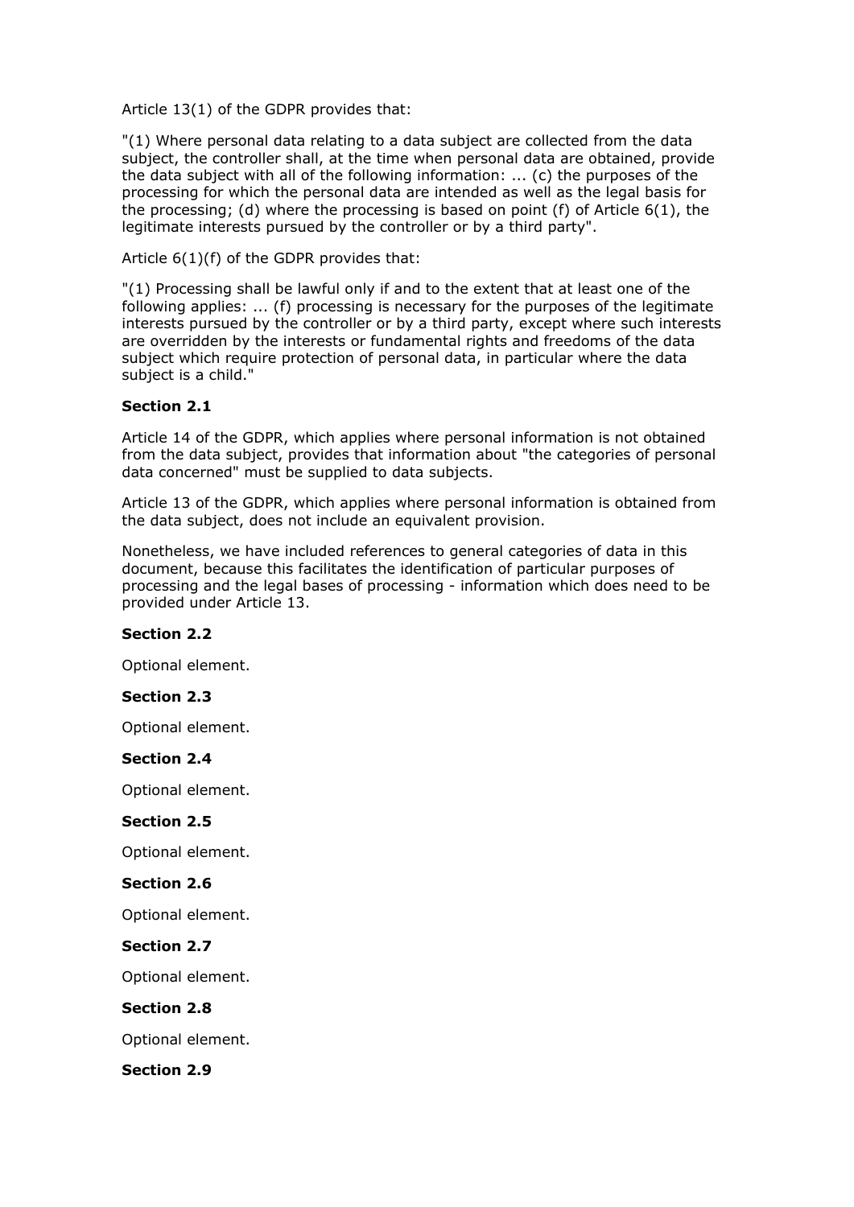Article 13(1) of the GDPR provides that:

"(1) Where personal data relating to a data subject are collected from the data subject, the controller shall, at the time when personal data are obtained, provide the data subject with all of the following information: ... (c) the purposes of the processing for which the personal data are intended as well as the legal basis for the processing; (d) where the processing is based on point (f) of Article 6(1), the legitimate interests pursued by the controller or by a third party".

Article 6(1)(f) of the GDPR provides that:

"(1) Processing shall be lawful only if and to the extent that at least one of the following applies: ... (f) processing is necessary for the purposes of the legitimate interests pursued by the controller or by a third party, except where such interests are overridden by the interests or fundamental rights and freedoms of the data subject which require protection of personal data, in particular where the data subject is a child."

**Section 2.1**

Article 14 of the GDPR, which applies where personal information is not obtained from the data subject, provides that information about "the categories of personal data concerned" must be supplied to data subjects.

Article 13 of the GDPR, which applies where personal information is obtained from the data subject, does not include an equivalent provision.

Nonetheless, we have included references to general categories of data in this document, because this facilitates the identification of particular purposes of processing and the legal bases of processing - information which does need to be provided under Article 13.

**Section 2.2**

Optional element.

**Section 2.3**

Optional element.

**Section 2.4**

Optional element.

**Section 2.5**

Optional element.

**Section 2.6**

Optional element.

**Section 2.7**

Optional element.

**Section 2.8**

Optional element.

**Section 2.9**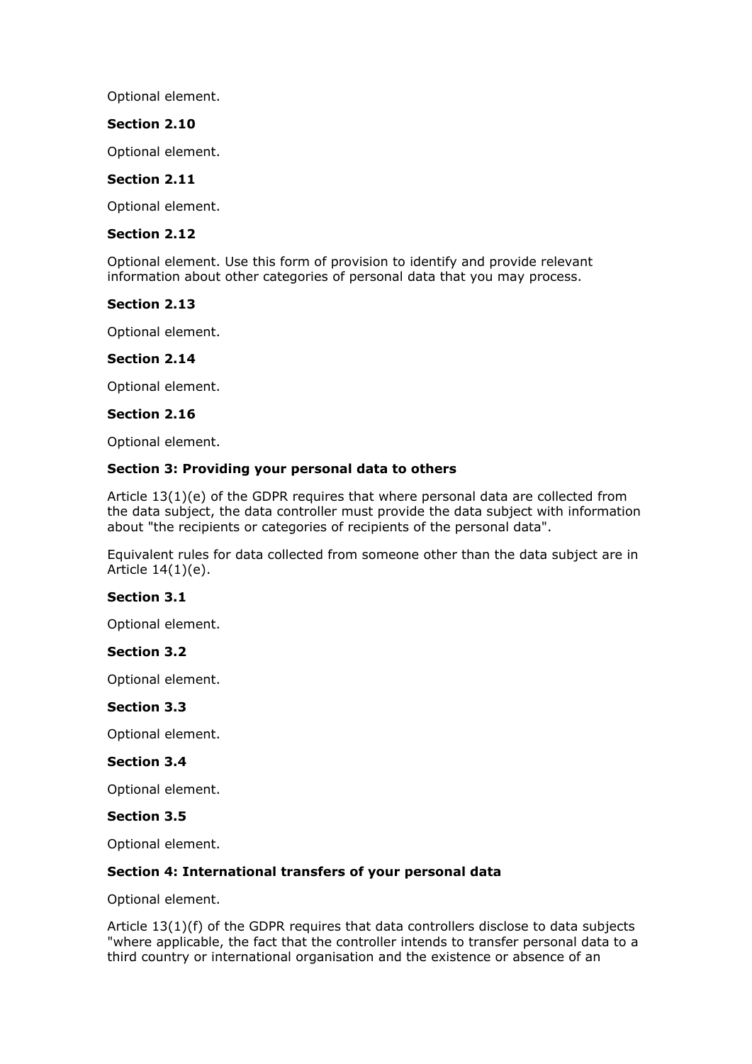Optional element.

**Section 2.10**

Optional element.

**Section 2.11**

Optional element.

**Section 2.12**

Optional element. Use this form of provision to identify and provide relevant information about other categories of personal data that you may process.

**Section 2.13**

Optional element.

**Section 2.14**

Optional element.

**Section 2.16**

Optional element.

**Section 3: Providing your personal data to others**

Article 13(1)(e) of the GDPR requires that where personal data are collected from the data subject, the data controller must provide the data subject with information about "the recipients or categories of recipients of the personal data".

Equivalent rules for data collected from someone other than the data subject are in Article 14(1)(e).

**Section 3.1**

Optional element.

**Section 3.2**

Optional element.

**Section 3.3**

Optional element.

**Section 3.4**

Optional element.

**Section 3.5**

Optional element.

**Section 4: International transfers of your personal data**

Optional element.

Article 13(1)(f) of the GDPR requires that data controllers disclose to data subjects "where applicable, the fact that the controller intends to transfer personal data to a third country or international organisation and the existence or absence of an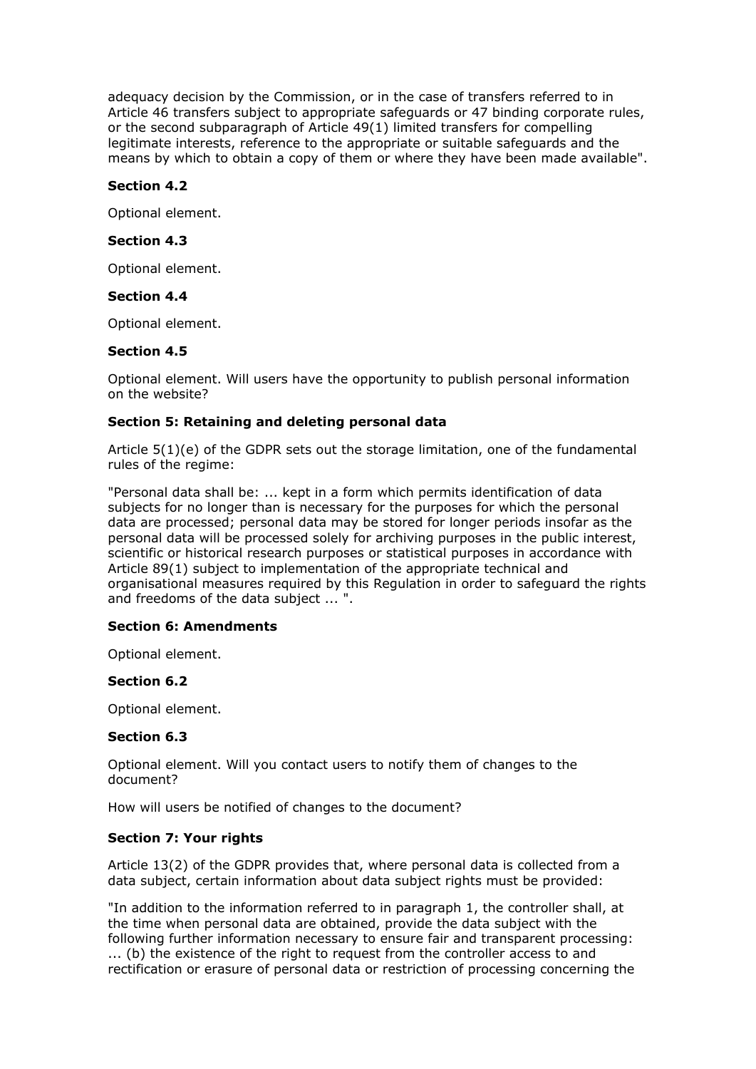adequacy decision by the Commission, or in the case of transfers referred to in Article 46 transfers subject to appropriate safeguards or 47 binding corporate rules, or the second subparagraph of Article 49(1) limited transfers for compelling legitimate interests, reference to the appropriate or suitable safeguards and the means by which to obtain a copy of them or where they have been made available".

**Section 4.2**

Optional element.

**Section 4.3**

Optional element.

**Section 4.4**

Optional element.

**Section 4.5**

Optional element. Will users have the opportunity to publish personal information on the website?

**Section 5: Retaining and deleting personal data**

Article 5(1)(e) of the GDPR sets out the storage limitation, one of the fundamental rules of the regime:

"Personal data shall be: ... kept in a form which permits identification of data subjects for no longer than is necessary for the purposes for which the personal data are processed; personal data may be stored for longer periods insofar as the personal data will be processed solely for archiving purposes in the public interest, scientific or historical research purposes or statistical purposes in accordance with Article 89(1) subject to implementation of the appropriate technical and organisational measures required by this Regulation in order to safeguard the rights and freedoms of the data subject ... ".

**Section 6: Amendments**

Optional element.

**Section 6.2**

Optional element.

**Section 6.3**

Optional element. Will you contact users to notify them of changes to the document?

How will users be notified of changes to the document?

**Section 7: Your rights**

Article 13(2) of the GDPR provides that, where personal data is collected from a data subject, certain information about data subject rights must be provided:

"In addition to the information referred to in paragraph 1, the controller shall, at the time when personal data are obtained, provide the data subject with the following further information necessary to ensure fair and transparent processing: ... (b) the existence of the right to request from the controller access to and rectification or erasure of personal data or restriction of processing concerning the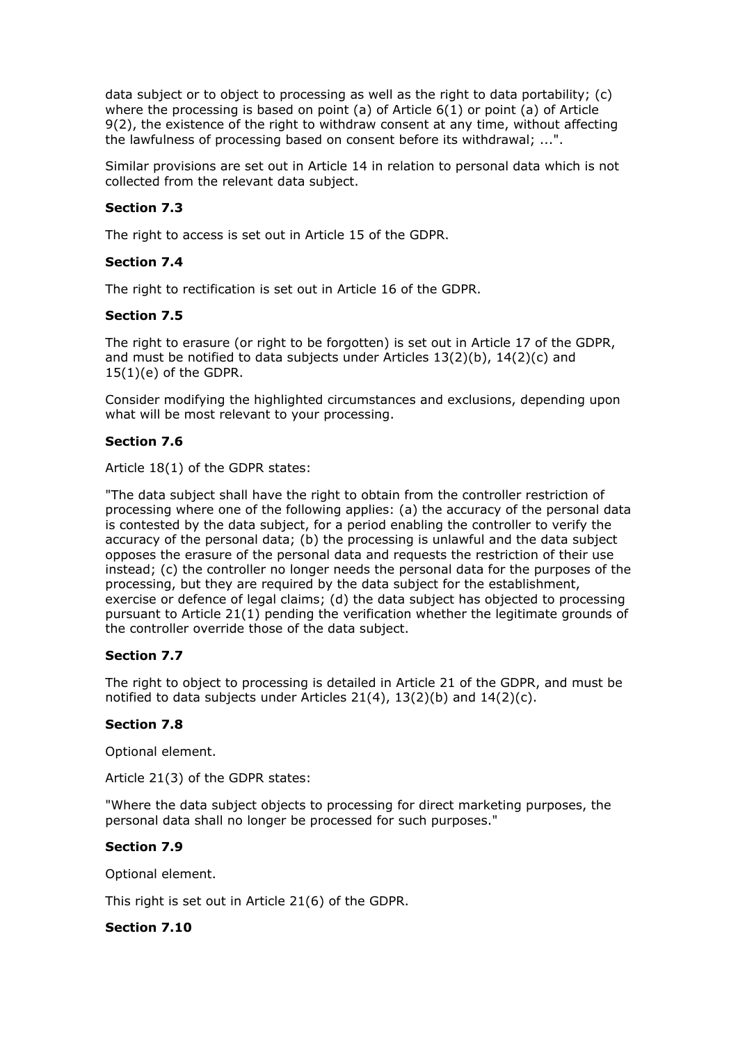data subject or to object to processing as well as the right to data portability; (c) where the processing is based on point (a) of Article 6(1) or point (a) of Article 9(2), the existence of the right to withdraw consent at any time, without affecting the lawfulness of processing based on consent before its withdrawal; ...".

Similar provisions are set out in Article 14 in relation to personal data which is not collected from the relevant data subject.

**Section 7.3**

The right to access is set out in Article 15 of the GDPR.

**Section 7.4**

The right to rectification is set out in Article 16 of the GDPR.

**Section 7.5**

The right to erasure (or right to be forgotten) is set out in Article 17 of the GDPR, and must be notified to data subjects under Articles 13(2)(b), 14(2)(c) and 15(1)(e) of the GDPR.

Consider modifying the highlighted circumstances and exclusions, depending upon what will be most relevant to your processing.

**Section 7.6**

Article 18(1) of the GDPR states:

"The data subject shall have the right to obtain from the controller restriction of processing where one of the following applies: (a) the accuracy of the personal data is contested by the data subject, for a period enabling the controller to verify the accuracy of the personal data; (b) the processing is unlawful and the data subject opposes the erasure of the personal data and requests the restriction of their use instead; (c) the controller no longer needs the personal data for the purposes of the processing, but they are required by the data subject for the establishment, exercise or defence of legal claims; (d) the data subject has objected to processing pursuant to Article 21(1) pending the verification whether the legitimate grounds of the controller override those of the data subject.

**Section 7.7**

The right to object to processing is detailed in Article 21 of the GDPR, and must be notified to data subjects under Articles 21(4), 13(2)(b) and 14(2)(c).

**Section 7.8**

Optional element.

Article 21(3) of the GDPR states:

"Where the data subject objects to processing for direct marketing purposes, the personal data shall no longer be processed for such purposes."

**Section 7.9**

Optional element.

This right is set out in Article 21(6) of the GDPR.

**Section 7.10**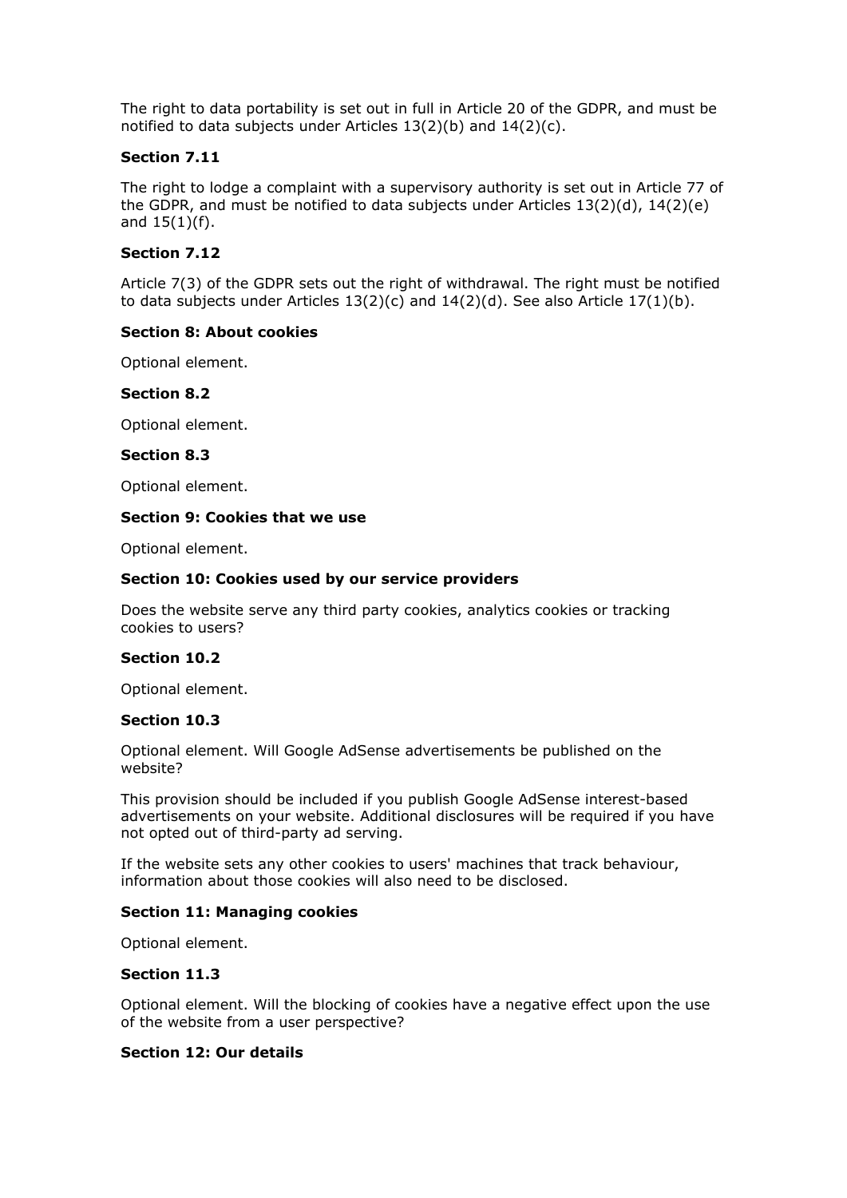The right to data portability is set out in full in Article 20 of the GDPR, and must be notified to data subjects under Articles 13(2)(b) and 14(2)(c).

**Section 7.11**

The right to lodge a complaint with a supervisory authority is set out in Article 77 of the GDPR, and must be notified to data subjects under Articles 13(2)(d), 14(2)(e) and 15(1)(f).

**Section 7.12**

Article 7(3) of the GDPR sets out the right of withdrawal. The right must be notified to data subjects under Articles 13(2)(c) and 14(2)(d). See also Article 17(1)(b).

**Section 8: About cookies**

Optional element.

**Section 8.2**

Optional element.

**Section 8.3**

Optional element.

**Section 9: Cookies that we use**

Optional element.

**Section 10: Cookies used by our service providers**

Does the website serve any third party cookies, analytics cookies or tracking cookies to users?

**Section 10.2**

Optional element.

**Section 10.3**

Optional element. Will Google AdSense advertisements be published on the website?

This provision should be included if you publish Google AdSense interest-based advertisements on your website. Additional disclosures will be required if you have not opted out of third-party ad serving.

If the website sets any other cookies to users' machines that track behaviour, information about those cookies will also need to be disclosed.

**Section 11: Managing cookies**

Optional element.

**Section 11.3**

Optional element. Will the blocking of cookies have a negative effect upon the use of the website from a user perspective?

**Section 12: Our details**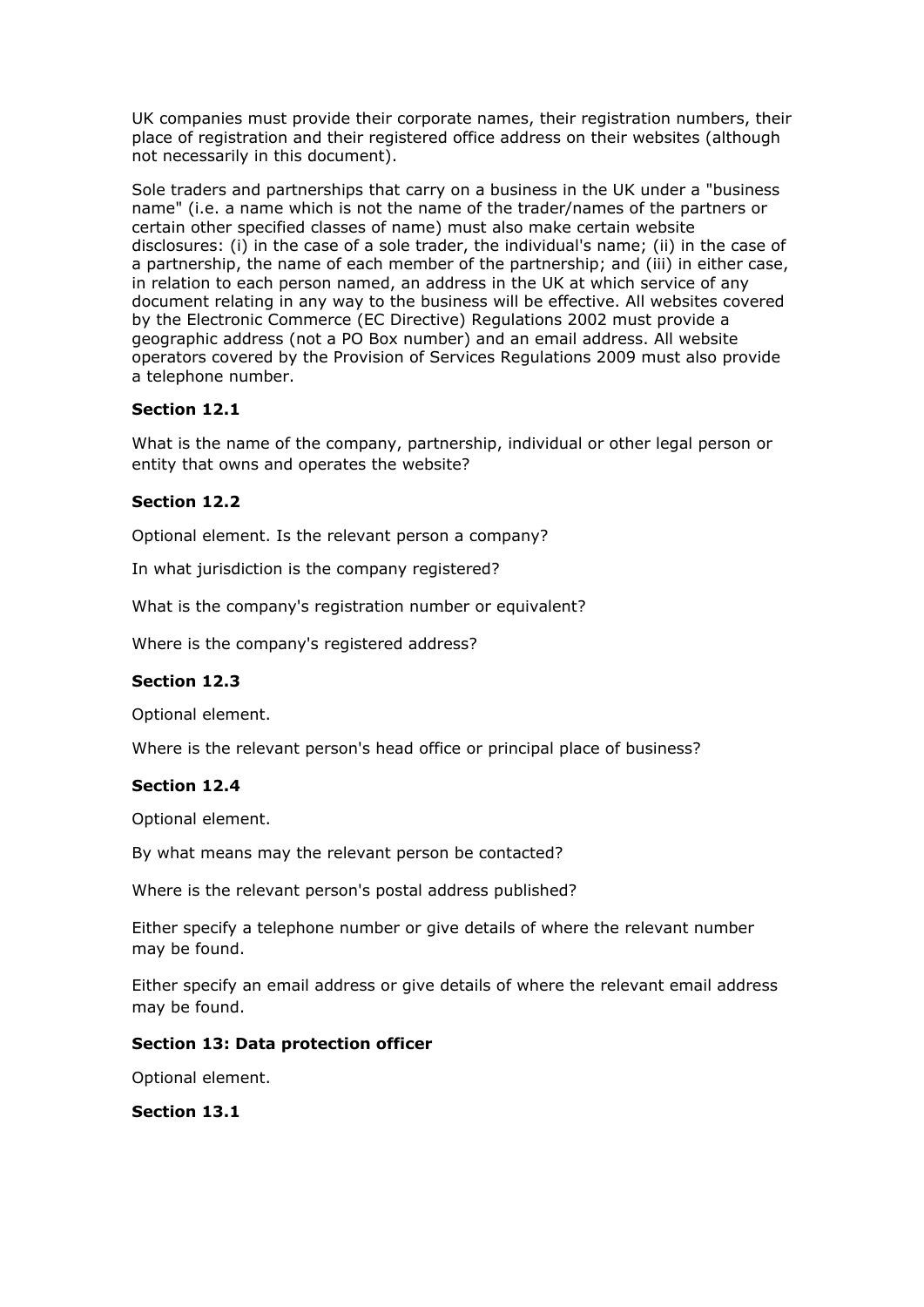UK companies must provide their corporate names, their registration numbers, their place of registration and their registered office address on their websites (although not necessarily in this document).

Sole traders and partnerships that carry on a business in the UK under a "business name" (i.e. a name which is not the name of the trader/names of the partners or certain other specified classes of name) must also make certain website disclosures: (i) in the case of a sole trader, the individual's name; (ii) in the case of a partnership, the name of each member of the partnership; and (iii) in either case, in relation to each person named, an address in the UK at which service of any document relating in any way to the business will be effective. All websites covered by the Electronic Commerce (EC Directive) Regulations 2002 must provide a geographic address (not a PO Box number) and an email address. All website operators covered by the Provision of Services Regulations 2009 must also provide a telephone number.

**Section 12.1**

What is the name of the company, partnership, individual or other legal person or entity that owns and operates the website?

**Section 12.2**

Optional element. Is the relevant person a company?

In what jurisdiction is the company registered?

What is the company's registration number or equivalent?

Where is the company's registered address?

**Section 12.3**

Optional element.

Where is the relevant person's head office or principal place of business?

**Section 12.4**

Optional element.

By what means may the relevant person be contacted?

Where is the relevant person's postal address published?

Either specify a telephone number or give details of where the relevant number may be found.

Either specify an email address or give details of where the relevant email address may be found.

**Section 13: Data protection officer**

Optional element.

**Section 13.1**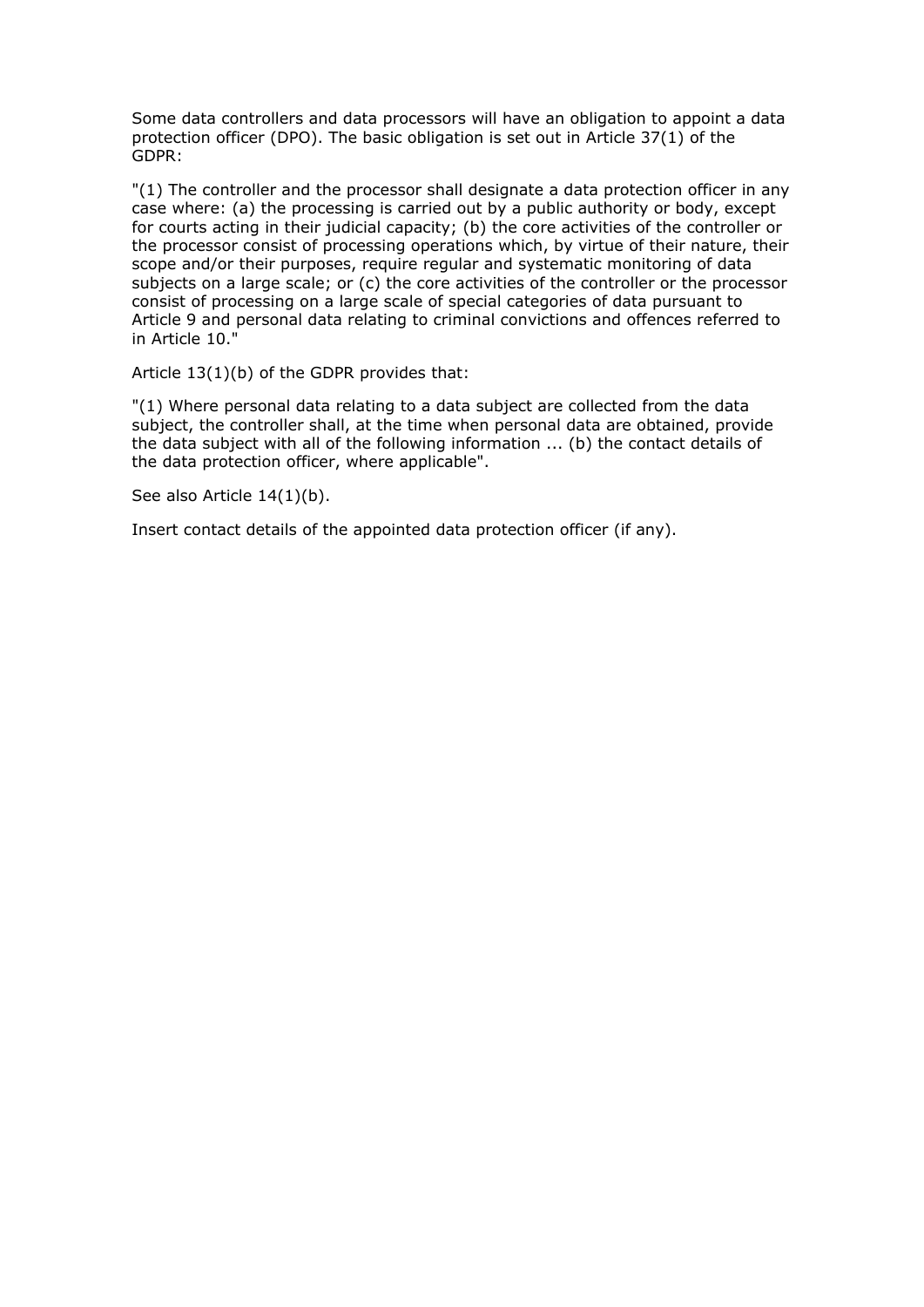Some data controllers and data processors will have an obligation to appoint a data protection officer (DPO). The basic obligation is set out in Article 37(1) of the GDPR:

"(1) The controller and the processor shall designate a data protection officer in any case where: (a) the processing is carried out by a public authority or body, except for courts acting in their judicial capacity; (b) the core activities of the controller or the processor consist of processing operations which, by virtue of their nature, their scope and/or their purposes, require regular and systematic monitoring of data subjects on a large scale; or (c) the core activities of the controller or the processor consist of processing on a large scale of special categories of data pursuant to Article 9 and personal data relating to criminal convictions and offences referred to in Article 10."

Article 13(1)(b) of the GDPR provides that:

"(1) Where personal data relating to a data subject are collected from the data subject, the controller shall, at the time when personal data are obtained, provide the data subject with all of the following information ... (b) the contact details of the data protection officer, where applicable".

See also Article 14(1)(b).

Insert contact details of the appointed data protection officer (if any).